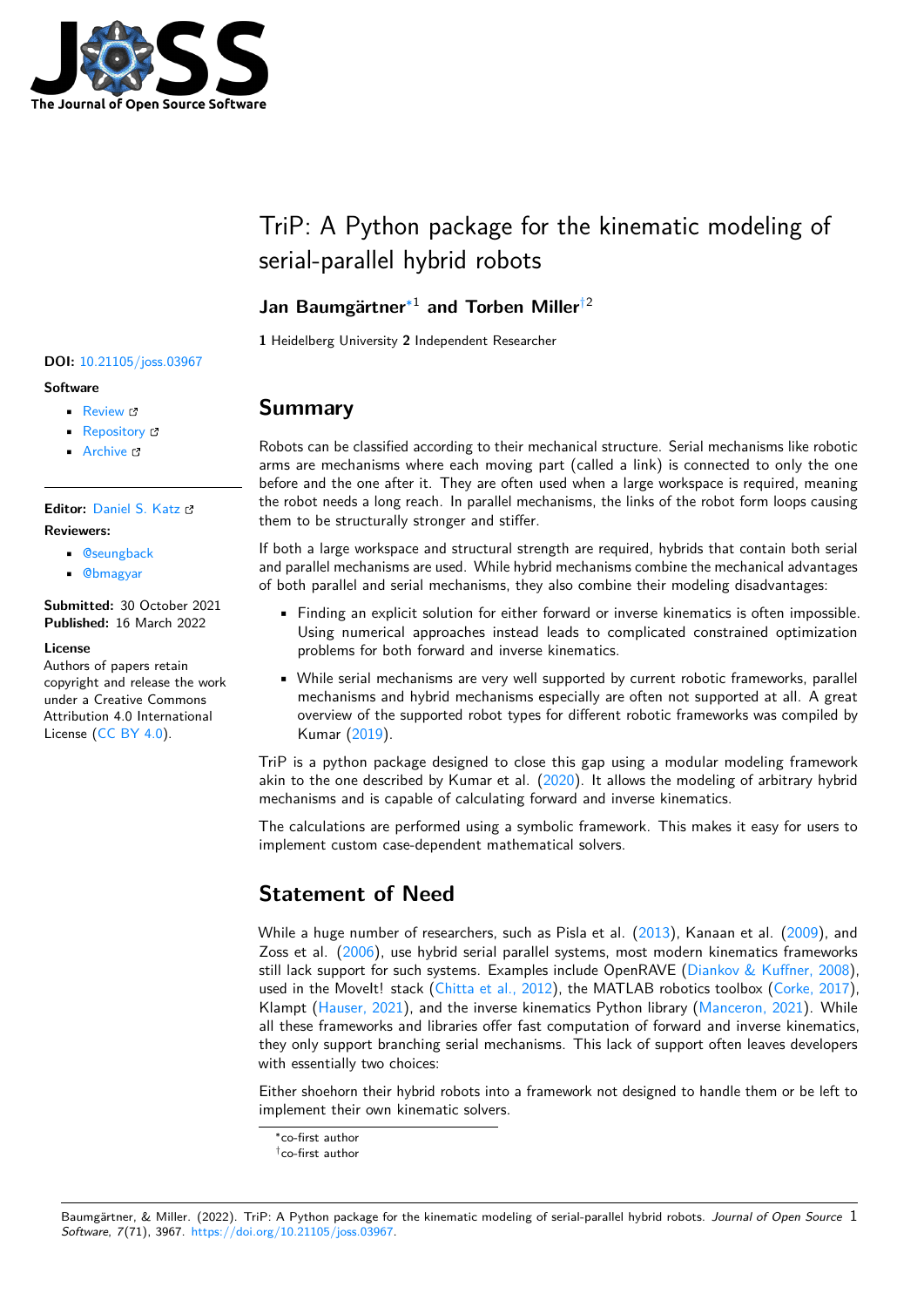# TriP: A Python package for the kinematic modeling of serial-parallel hybrid robots

**Jan Baumgärtner**[*1] **and Torben Miller**[†2]

**1** Heidelberg University **2** Independent Researcher

**DOI:** 10.21105/joss.03967

**Software**

- Review
- Repository
- Archive

**Editor:** Daniel S. Katz

**Reviewers:**

- @seungback
- @bmagyar

**Submitted:** 30 October 2021
**Published:** 16 March 2022

**License**
Authors of papers retain copyright and release the work under a Creative Commons Attribution 4.0 International License (CC BY 4.0).

## Summary

Robots can be classified according to their mechanical structure. Serial mechanisms like robotic arms are mechanisms where each moving part (called a link) is connected to only the one before and the one after it. They are often used when a large workspace is required, meaning the robot needs a long reach. In parallel mechanisms, the links of the robot form loops causing them to be structurally stronger and stiffer.

If both a large workspace and structural strength are required, hybrids that contain both serial and parallel mechanisms are used. While hybrid mechanisms combine the mechanical advantages of both parallel and serial mechanisms, they also combine their modeling disadvantages:

- Finding an explicit solution for either forward or inverse kinematics is often impossible. Using numerical approaches instead leads to complicated constrained optimization problems for both forward and inverse kinematics.
- While serial mechanisms are very well supported by current robotic frameworks, parallel mechanisms and hybrid mechanisms especially are often not supported at all. A great overview of the supported robot types for different robotic frameworks was compiled by Kumar (2019).

TriP is a python package designed to close this gap using a modular modeling framework akin to the one described by Kumar et al. (2020). It allows the modeling of arbitrary hybrid mechanisms and is capable of calculating forward and inverse kinematics.

The calculations are performed using a symbolic framework. This makes it easy for users to implement custom case-dependent mathematical solvers.

## Statement of Need

While a huge number of researchers, such as Pisla et al. (2013), Kanaan et al. (2009), and Zoss et al. (2006), use hybrid serial parallel systems, most modern kinematics frameworks still lack support for such systems. Examples include OpenRAVE (Diankov & Kuffner, 2008), used in the MoveIt! stack (Chitta et al., 2012), the MATLAB robotics toolbox (Corke, 2017), Klampt (Hauser, 2021), and the inverse kinematics Python library (Manceron, 2021). While all these frameworks and libraries offer fast computation of forward and inverse kinematics, they only support branching serial mechanisms. This lack of support often leaves developers with essentially two choices:

Either shoehorn their hybrid robots into a framework not designed to handle them or be left to implement their own kinematic solvers.

[*] co-first author
[†] co-first author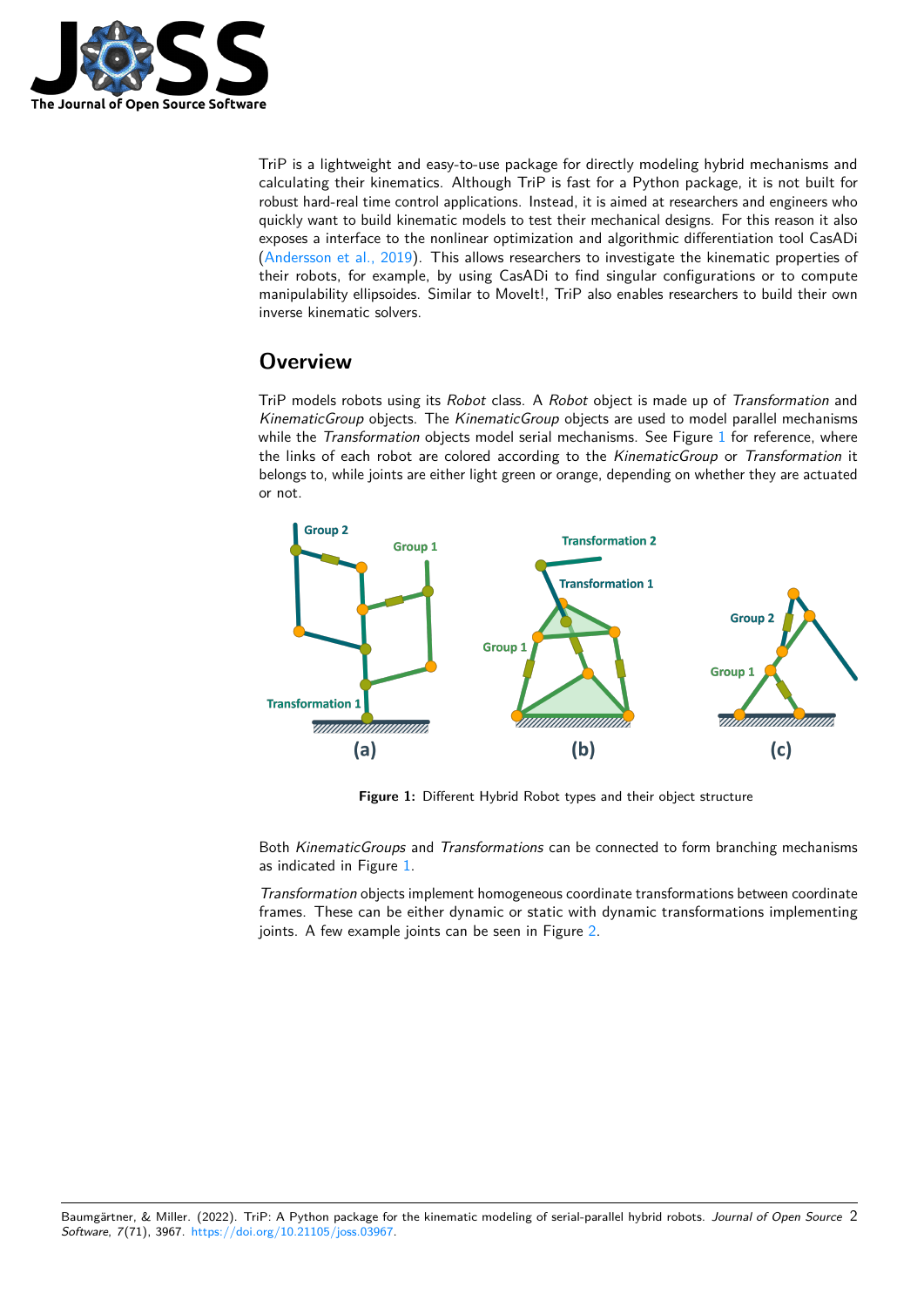TriP is a lightweight and easy-to-use package for directly modeling hybrid mechanisms and calculating their kinematics. Although TriP is fast for a Python package, it is not built for robust hard-real time control applications. Instead, it is aimed at researchers and engineers who quickly want to build kinematic models to test their mechanical designs. For this reason it also exposes a interface to the nonlinear optimization and algorithmic differentiation tool CasADi (Andersson et al., 2019). This allows researchers to investigate the kinematic properties of their robots, for example, by using CasADi to find singular configurations or to compute manipulability ellipsoides. Similar to MoveIt!, TriP also enables researchers to build their own inverse kinematic solvers.

## Overview

TriP models robots using its *Robot* class. A *Robot* object is made up of *Transformation* and *KinematicGroup* objects. The *KinematicGroup* objects are used to model parallel mechanisms while the *Transformation* objects model serial mechanisms. See Figure 1 for reference, where the links of each robot are colored according to the *KinematicGroup* or *Transformation* it belongs to, while joints are either light green or orange, depending on whether they are actuated or not.

**Figure 1:** Different Hybrid Robot types and their object structure

Both *KinematicGroups* and *Transformations* can be connected to form branching mechanisms as indicated in Figure 1.

*Transformation* objects implement homogeneous coordinate transformations between coordinate frames. These can be either dynamic or static with dynamic transformations implementing joints. A few example joints can be seen in Figure 2.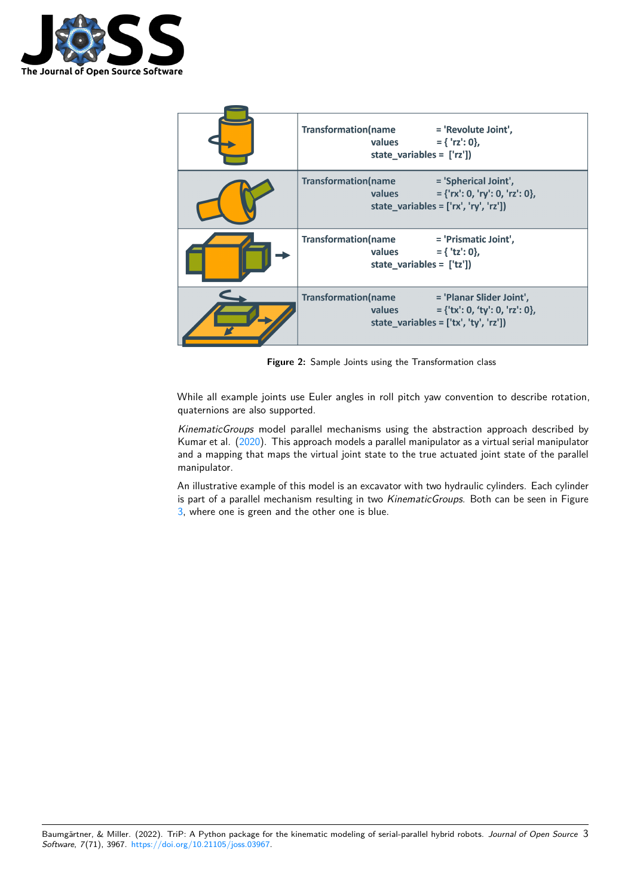| | |
|---|---|
| | Transformation(name = 'Revolute Joint', values = { 'rz': 0}, state_variables = ['rz']) |
| | Transformation(name = 'Spherical Joint', values = {'rx': 0, 'ry': 0, 'rz': 0}, state_variables = ['rx', 'ry', 'rz']) |
| | Transformation(name = 'Prismatic Joint', values = { 'tz': 0}, state_variables = ['tz']) |
| | Transformation(name = 'Planar Slider Joint', values = {'tx': 0, 'ty': 0, 'rz': 0}, state_variables = ['tx', 'ty', 'rz']) |

**Figure 2:** Sample Joints using the Transformation class

While all example joints use Euler angles in roll pitch yaw convention to describe rotation, quaternions are also supported.

*KinematicGroups* model parallel mechanisms using the abstraction approach described by Kumar et al. (2020). This approach models a parallel manipulator as a virtual serial manipulator and a mapping that maps the virtual joint state to the true actuated joint state of the parallel manipulator.

An illustrative example of this model is an excavator with two hydraulic cylinders. Each cylinder is part of a parallel mechanism resulting in two *KinematicGroups*. Both can be seen in Figure 3, where one is green and the other one is blue.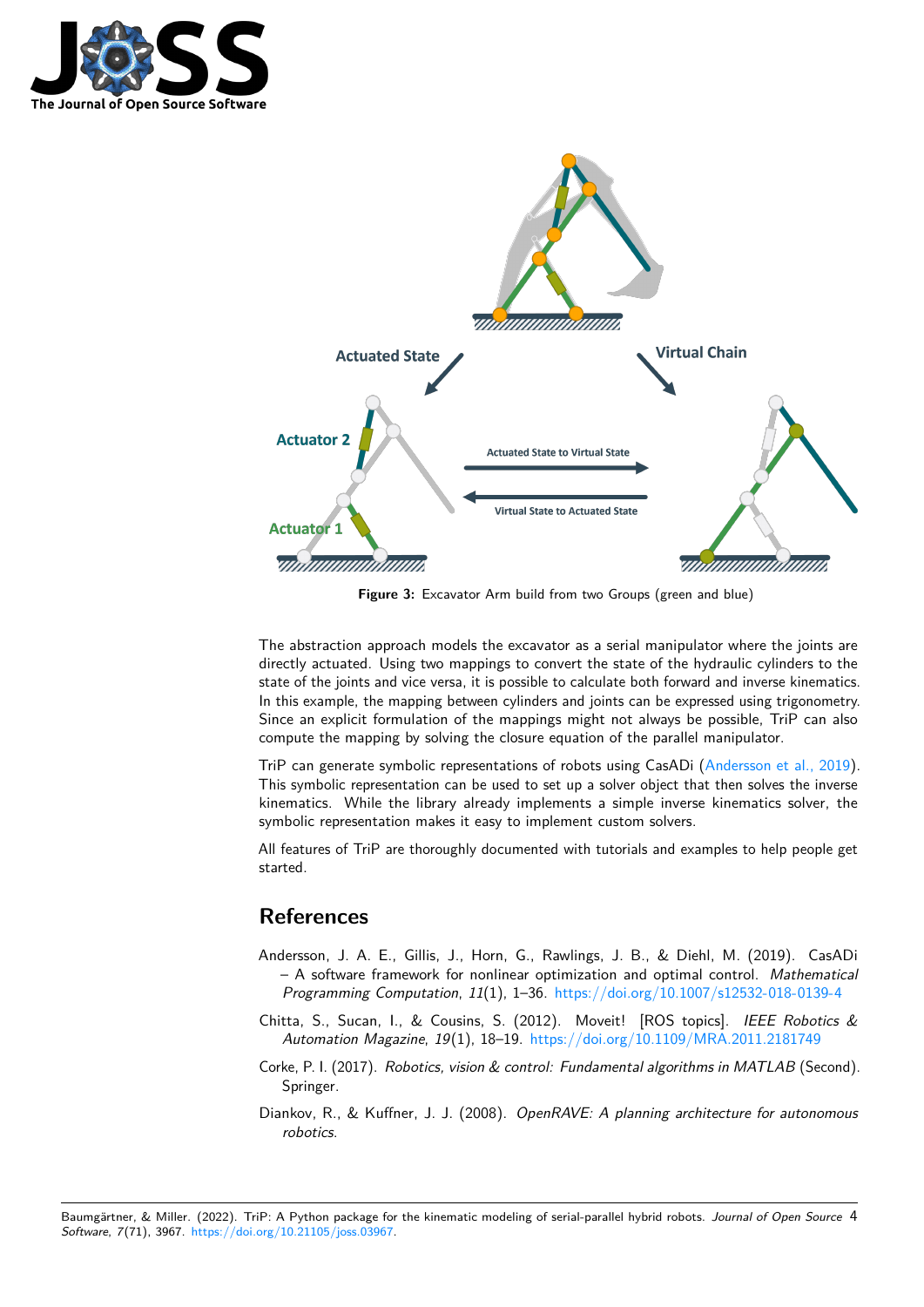Figure 3: Excavator Arm build from two Groups (green and blue)

The abstraction approach models the excavator as a serial manipulator where the joints are directly actuated. Using two mappings to convert the state of the hydraulic cylinders to the state of the joints and vice versa, it is possible to calculate both forward and inverse kinematics. In this example, the mapping between cylinders and joints can be expressed using trigonometry. Since an explicit formulation of the mappings might not always be possible, TriP can also compute the mapping by solving the closure equation of the parallel manipulator.

TriP can generate symbolic representations of robots using CasADi (Andersson et al., 2019). This symbolic representation can be used to set up a solver object that then solves the inverse kinematics. While the library already implements a simple inverse kinematics solver, the symbolic representation makes it easy to implement custom solvers.

All features of TriP are thoroughly documented with tutorials and examples to help people get started.

## References

Andersson, J. A. E., Gillis, J., Horn, G., Rawlings, J. B., & Diehl, M. (2019). CasADi – A software framework for nonlinear optimization and optimal control. *Mathematical Programming Computation*, *11*(1), 1–36. https://doi.org/10.1007/s12532-018-0139-4

Chitta, S., Sucan, I., & Cousins, S. (2012). Moveit! [ROS topics]. *IEEE Robotics & Automation Magazine*, *19*(1), 18–19. https://doi.org/10.1109/MRA.2011.2181749

Corke, P. I. (2017). *Robotics, vision & control: Fundamental algorithms in MATLAB* (Second). Springer.

Diankov, R., & Kuffner, J. J. (2008). *OpenRAVE: A planning architecture for autonomous robotics*.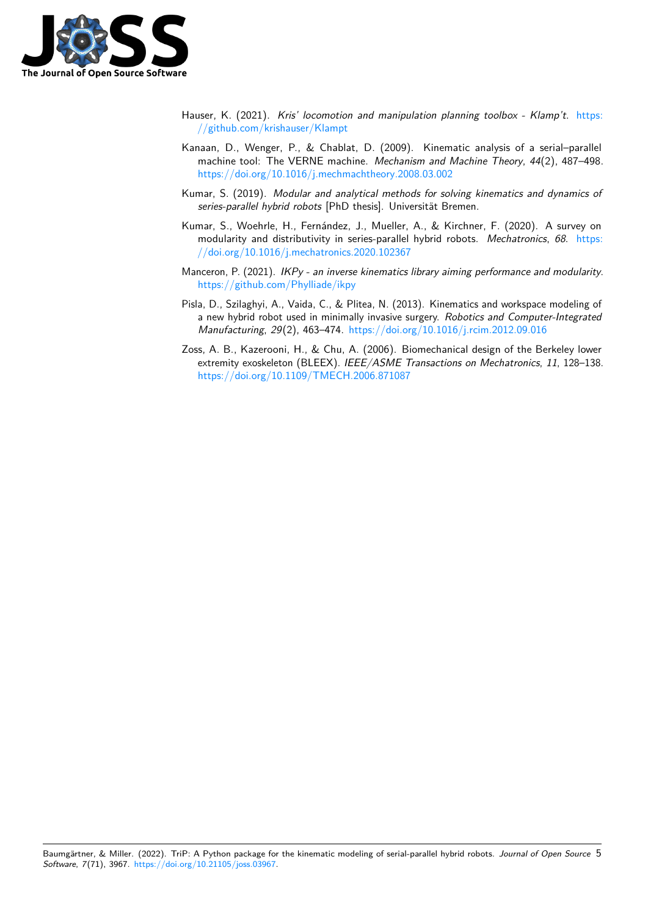Hauser, K. (2021). *Kris' locomotion and manipulation planning toolbox - Klamp't*. https://github.com/krishauser/Klampt

Kanaan, D., Wenger, P., & Chablat, D. (2009). Kinematic analysis of a serial–parallel machine tool: The VERNE machine. *Mechanism and Machine Theory*, *44*(2), 487–498. https://doi.org/10.1016/j.mechmachtheory.2008.03.002

Kumar, S. (2019). *Modular and analytical methods for solving kinematics and dynamics of series-parallel hybrid robots* [PhD thesis]. Universität Bremen.

Kumar, S., Woehrle, H., Fernández, J., Mueller, A., & Kirchner, F. (2020). A survey on modularity and distributivity in series-parallel hybrid robots. *Mechatronics*, *68*. https://doi.org/10.1016/j.mechatronics.2020.102367

Manceron, P. (2021). *IKPy - an inverse kinematics library aiming performance and modularity*. https://github.com/Phylliade/ikpy

Pisla, D., Szilaghyi, A., Vaida, C., & Plitea, N. (2013). Kinematics and workspace modeling of a new hybrid robot used in minimally invasive surgery. *Robotics and Computer-Integrated Manufacturing*, *29*(2), 463–474. https://doi.org/10.1016/j.rcim.2012.09.016

Zoss, A. B., Kazerooni, H., & Chu, A. (2006). Biomechanical design of the Berkeley lower extremity exoskeleton (BLEEX). *IEEE/ASME Transactions on Mechatronics*, *11*, 128–138. https://doi.org/10.1109/TMECH.2006.871087